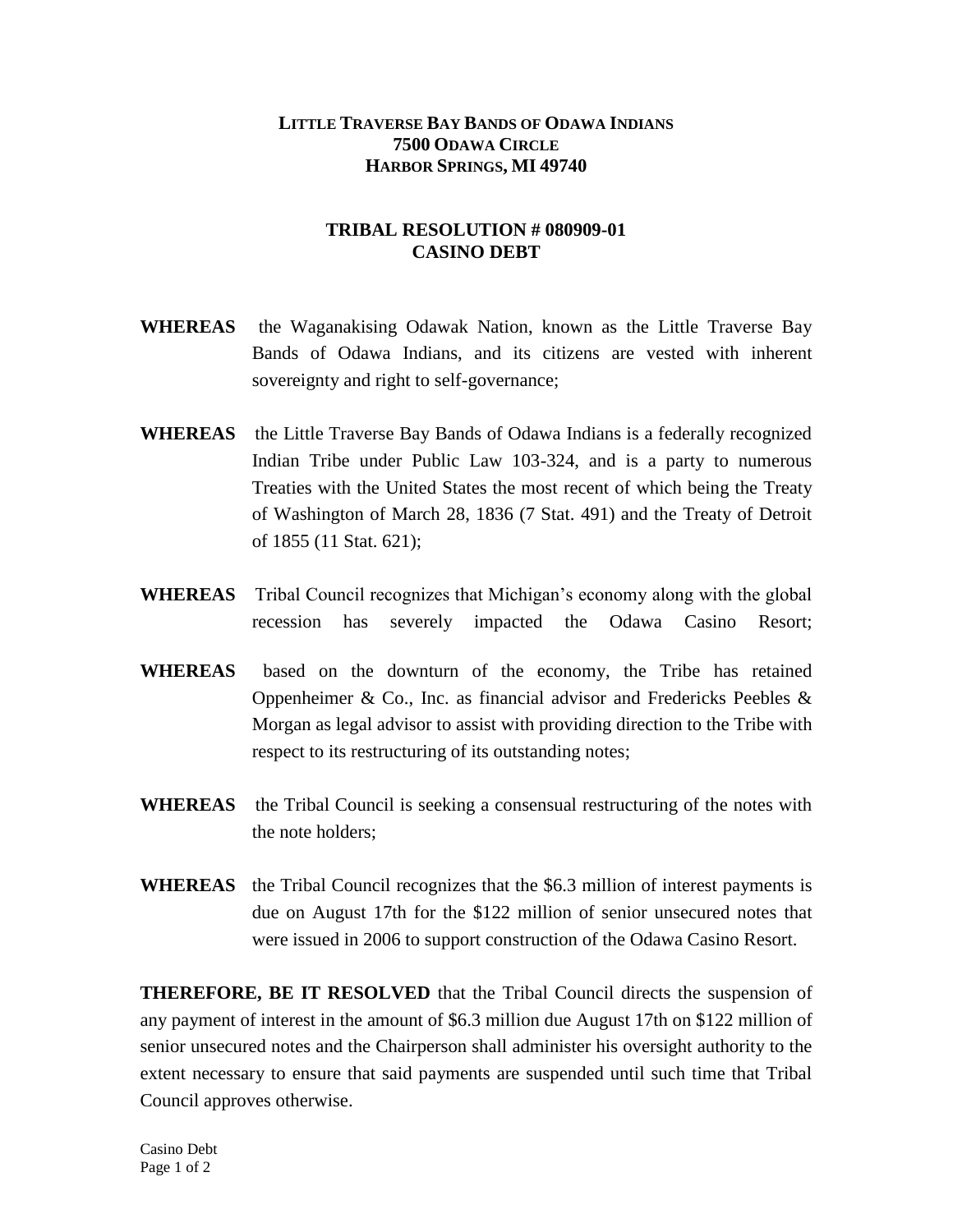**LITTLE TRAVERSE BAY BANDS OF ODAWA INDIANS**
**7500 ODAWA CIRCLE**
**HARBOR SPRINGS, MI 49740**

# TRIBAL RESOLUTION # 080909-01
# CASINO DEBT

**WHEREAS** the Waganakising Odawak Nation, known as the Little Traverse Bay Bands of Odawa Indians, and its citizens are vested with inherent sovereignty and right to self-governance;

**WHEREAS** the Little Traverse Bay Bands of Odawa Indians is a federally recognized Indian Tribe under Public Law 103-324, and is a party to numerous Treaties with the United States the most recent of which being the Treaty of Washington of March 28, 1836 (7 Stat. 491) and the Treaty of Detroit of 1855 (11 Stat. 621);

**WHEREAS** Tribal Council recognizes that Michigan's economy along with the global recession has severely impacted the Odawa Casino Resort;

**WHEREAS** based on the downturn of the economy, the Tribe has retained Oppenheimer & Co., Inc. as financial advisor and Fredericks Peebles & Morgan as legal advisor to assist with providing direction to the Tribe with respect to its restructuring of its outstanding notes;

**WHEREAS** the Tribal Council is seeking a consensual restructuring of the notes with the note holders;

**WHEREAS** the Tribal Council recognizes that the $6.3 million of interest payments is due on August 17th for the $122 million of senior unsecured notes that were issued in 2006 to support construction of the Odawa Casino Resort.

**THEREFORE, BE IT RESOLVED** that the Tribal Council directs the suspension of any payment of interest in the amount of $6.3 million due August 17th on $122 million of senior unsecured notes and the Chairperson shall administer his oversight authority to the extent necessary to ensure that said payments are suspended until such time that Tribal Council approves otherwise.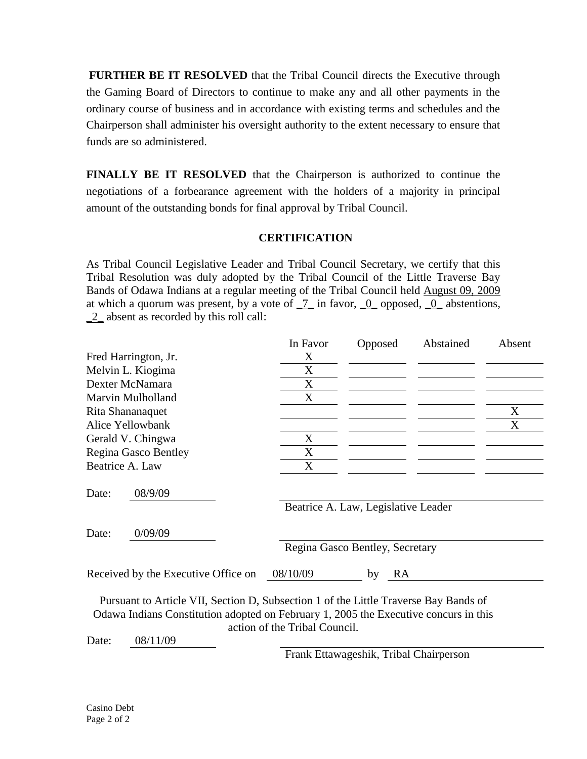**FURTHER BE IT RESOLVED** that the Tribal Council directs the Executive through the Gaming Board of Directors to continue to make any and all other payments in the ordinary course of business and in accordance with existing terms and schedules and the Chairperson shall administer his oversight authority to the extent necessary to ensure that funds are so administered.

**FINALLY BE IT RESOLVED** that the Chairperson is authorized to continue the negotiations of a forbearance agreement with the holders of a majority in principal amount of the outstanding bonds for final approval by Tribal Council.

## CERTIFICATION

As Tribal Council Legislative Leader and Tribal Council Secretary, we certify that this Tribal Resolution was duly adopted by the Tribal Council of the Little Traverse Bay Bands of Odawa Indians at a regular meeting of the Tribal Council held August 09, 2009 at which a quorum was present, by a vote of _7_ in favor, _0_ opposed, _0_ abstentions, _2_ absent as recorded by this roll call:

| | In Favor | Opposed | Abstained | Absent |
|---|---|---|---|---|
| Fred Harrington, Jr. | X | | | |
| Melvin L. Kiogima | X | | | |
| Dexter McNamara | X | | | |
| Marvin Mulholland | X | | | |
| Rita Shananaquet | | | | X |
| Alice Yellowbank | | | | X |
| Gerald V. Chingwa | X | | | |
| Regina Gasco Bentley | X | | | |
| Beatrice A. Law | X | | | |

Date: 08/9/09

Beatrice A. Law, Legislative Leader

Date: 0/09/09

Regina Gasco Bentley, Secretary

Received by the Executive Office on 08/10/09 by RA

Pursuant to Article VII, Section D, Subsection 1 of the Little Traverse Bay Bands of Odawa Indians Constitution adopted on February 1, 2005 the Executive concurs in this action of the Tribal Council.

Date: 08/11/09

Frank Ettawageshik, Tribal Chairperson

Casino Debt